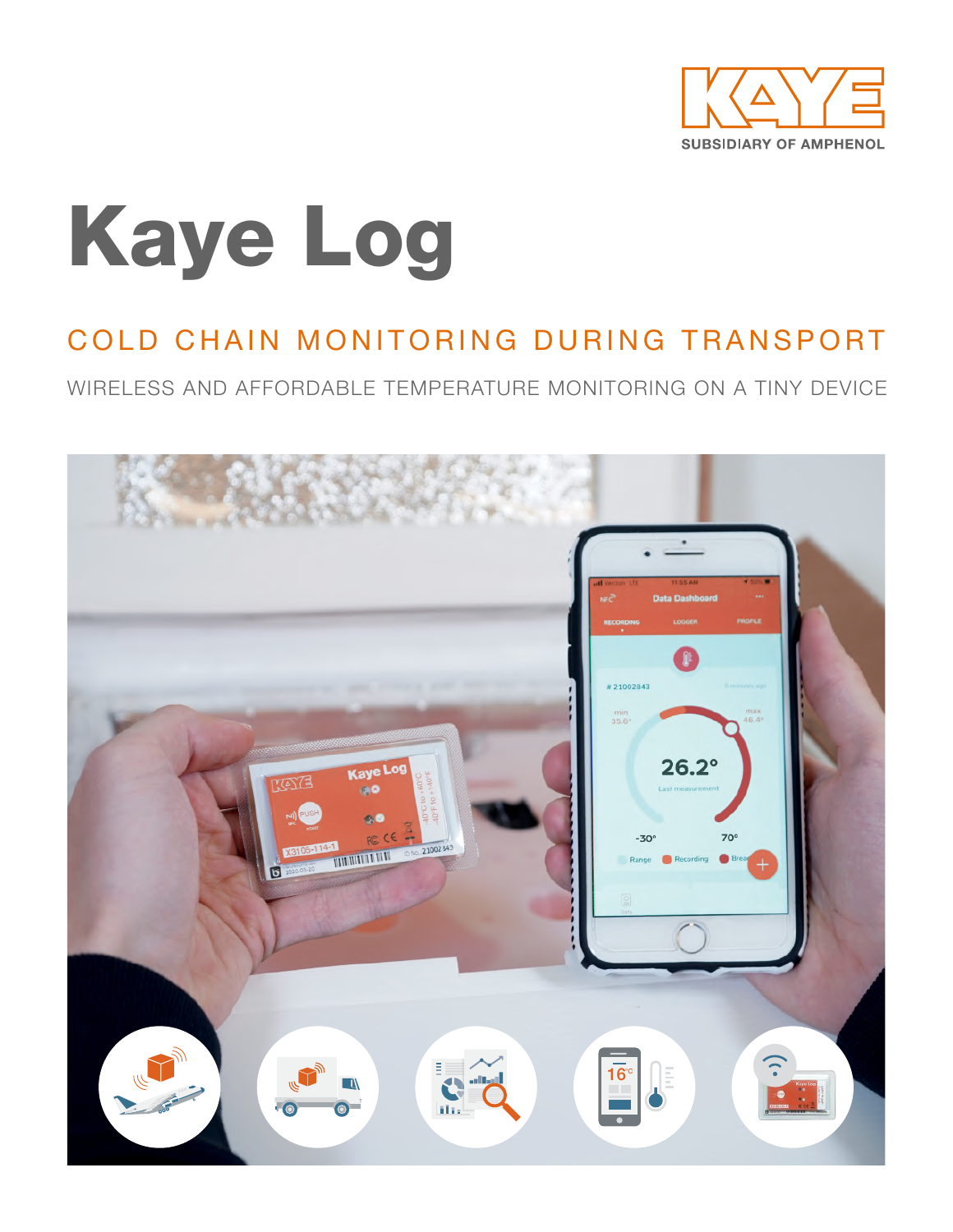KAYE

SUBSIDIARY OF AMPHENOL

# Kaye Log

## COLD CHAIN MONITORING DURING TRANSPORT

WIRELESS AND AFFORDABLE TEMPERATURE MONITORING ON A TINY DEVICE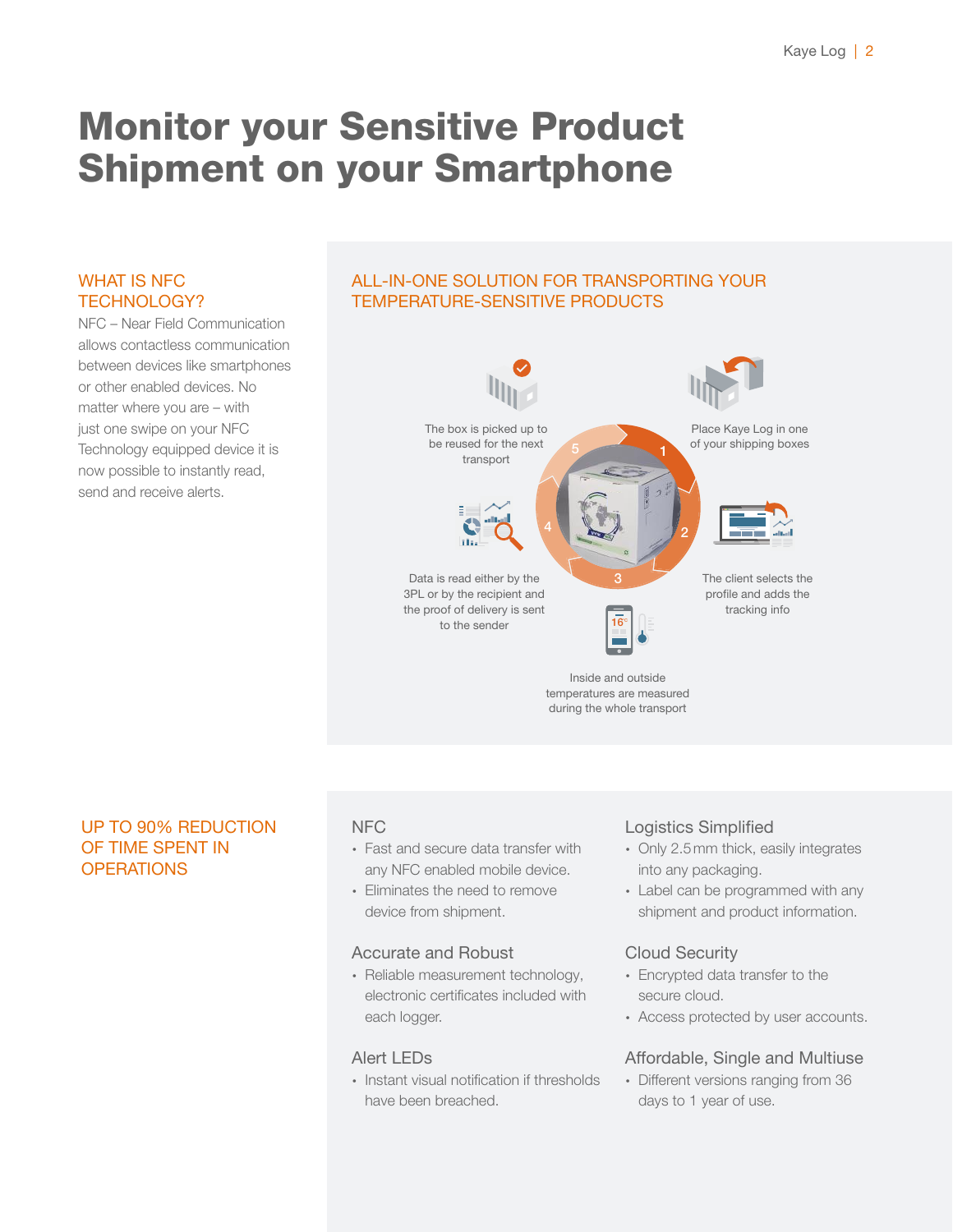# Monitor your Sensitive Product Shipment on your Smartphone

## WHAT IS NFC TECHNOLOGY?

NFC – Near Field Communication allows contactless communication between devices like smartphones or other enabled devices. No matter where you are – with just one swipe on your NFC Technology equipped device it is now possible to instantly read, send and receive alerts.

## ALL-IN-ONE SOLUTION FOR TRANSPORTING YOUR TEMPERATURE-SENSITIVE PRODUCTS

1. Place Kaye Log in one of your shipping boxes
2. The client selects the profile and adds the tracking info
3. Inside and outside temperatures are measured during the whole transport
4. Data is read either by the 3PL or by the recipient and the proof of delivery is sent to the sender
5. The box is picked up to be reused for the next transport

## UP TO 90% REDUCTION OF TIME SPENT IN OPERATIONS

### NFC

- Fast and secure data transfer with any NFC enabled mobile device.
- Eliminates the need to remove device from shipment.

### Accurate and Robust

- Reliable measurement technology, electronic certificates included with each logger.

### Alert LEDs

- Instant visual notification if thresholds have been breached.

### Logistics Simplified

- Only 2.5 mm thick, easily integrates into any packaging.
- Label can be programmed with any shipment and product information.

### Cloud Security

- Encrypted data transfer to the secure cloud.
- Access protected by user accounts.

### Affordable, Single and Multiuse

- Different versions ranging from 36 days to 1 year of use.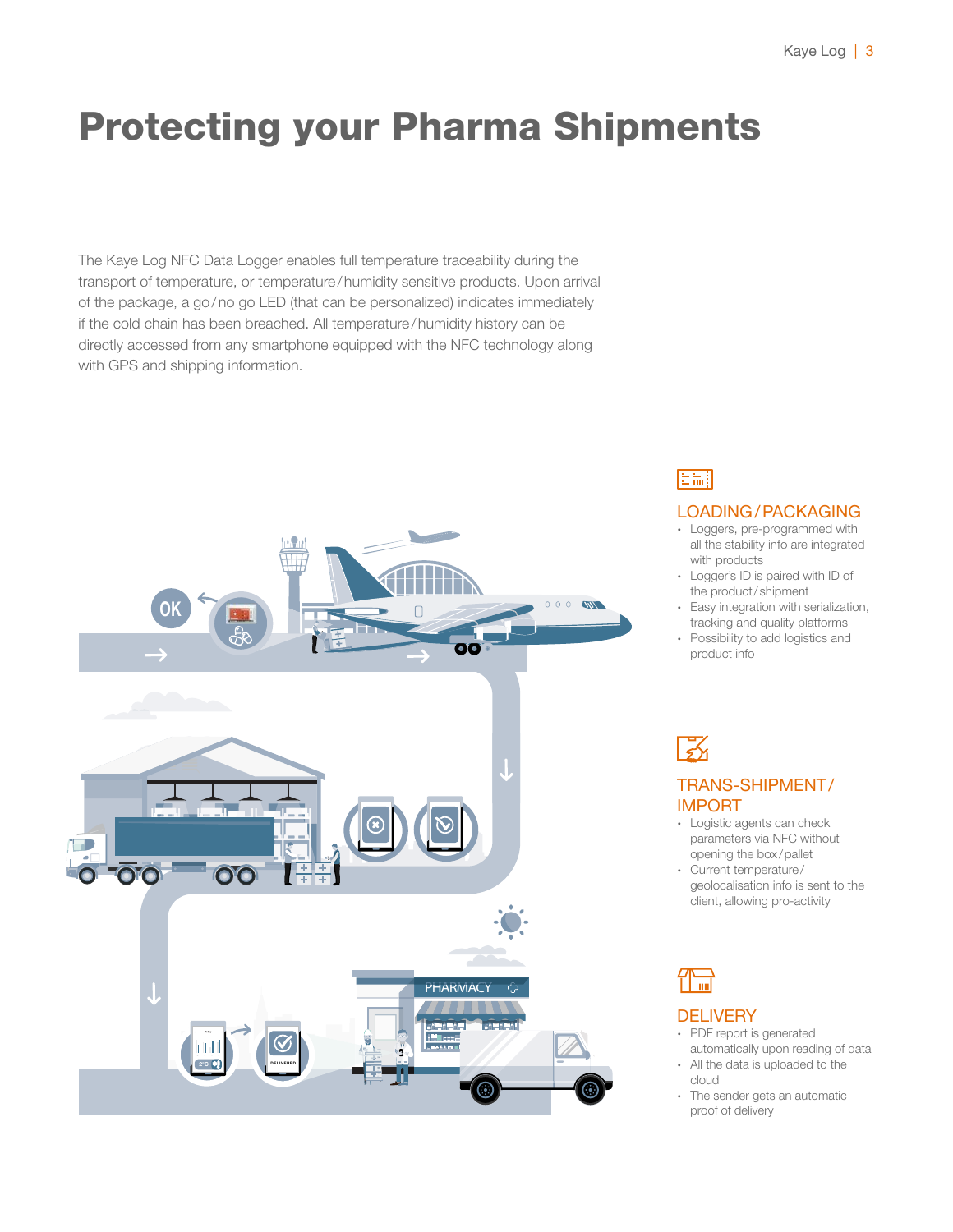# Protecting your Pharma Shipments

The Kaye Log NFC Data Logger enables full temperature traceability during the transport of temperature, or temperature/humidity sensitive products. Upon arrival of the package, a go/no go LED (that can be personalized) indicates immediately if the cold chain has been breached. All temperature/humidity history can be directly accessed from any smartphone equipped with the NFC technology along with GPS and shipping information.

## LOADING/PACKAGING

- Loggers, pre-programmed with all the stability info are integrated with products
- Logger's ID is paired with ID of the product/shipment
- Easy integration with serialization, tracking and quality platforms
- Possibility to add logistics and product info

## TRANS-SHIPMENT/ IMPORT

- Logistic agents can check parameters via NFC without opening the box/pallet
- Current temperature/ geolocalisation info is sent to the client, allowing pro-activity

## DELIVERY

- PDF report is generated automatically upon reading of data
- All the data is uploaded to the cloud
- The sender gets an automatic proof of delivery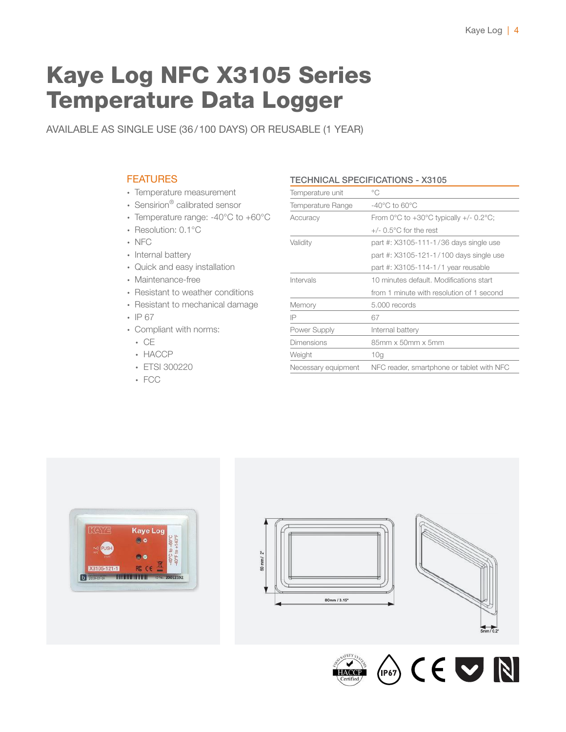# Kaye Log NFC X3105 Series Temperature Data Logger

AVAILABLE AS SINGLE USE (36/100 DAYS) OR REUSABLE (1 YEAR)

## FEATURES

- Temperature measurement
- Sensirion® calibrated sensor
- Temperature range: -40°C to +60°C
- Resolution: 0.1°C
- NFC
- Internal battery
- Quick and easy installation
- Maintenance-free
- Resistant to weather conditions
- Resistant to mechanical damage
- IP 67
- Compliant with norms:
  - CE
  - HACCP
  - ETSI 300220
  - FCC

## TECHNICAL SPECIFICATIONS - X3105

| | |
|---|---|
| Temperature unit | °C |
| Temperature Range | -40°C to 60°C |
| Accuracy | From 0°C to +30°C typically +/- 0.2°C; +/- 0.5°C for the rest |
| Validity | part #: X3105-111-1/36 days single use<br>part #: X3105-121-1/100 days single use<br>part #: X3105-114-1/1 year reusable |
| Intervals | 10 minutes default. Modifications start from 1 minute with resolution of 1 second |
| Memory | 5.000 records |
| IP | 67 |
| Power Supply | Internal battery |
| Dimensions | 85mm x 50mm x 5mm |
| Weight | 10g |
| Necessary equipment | NFC reader, smartphone or tablet with NFC |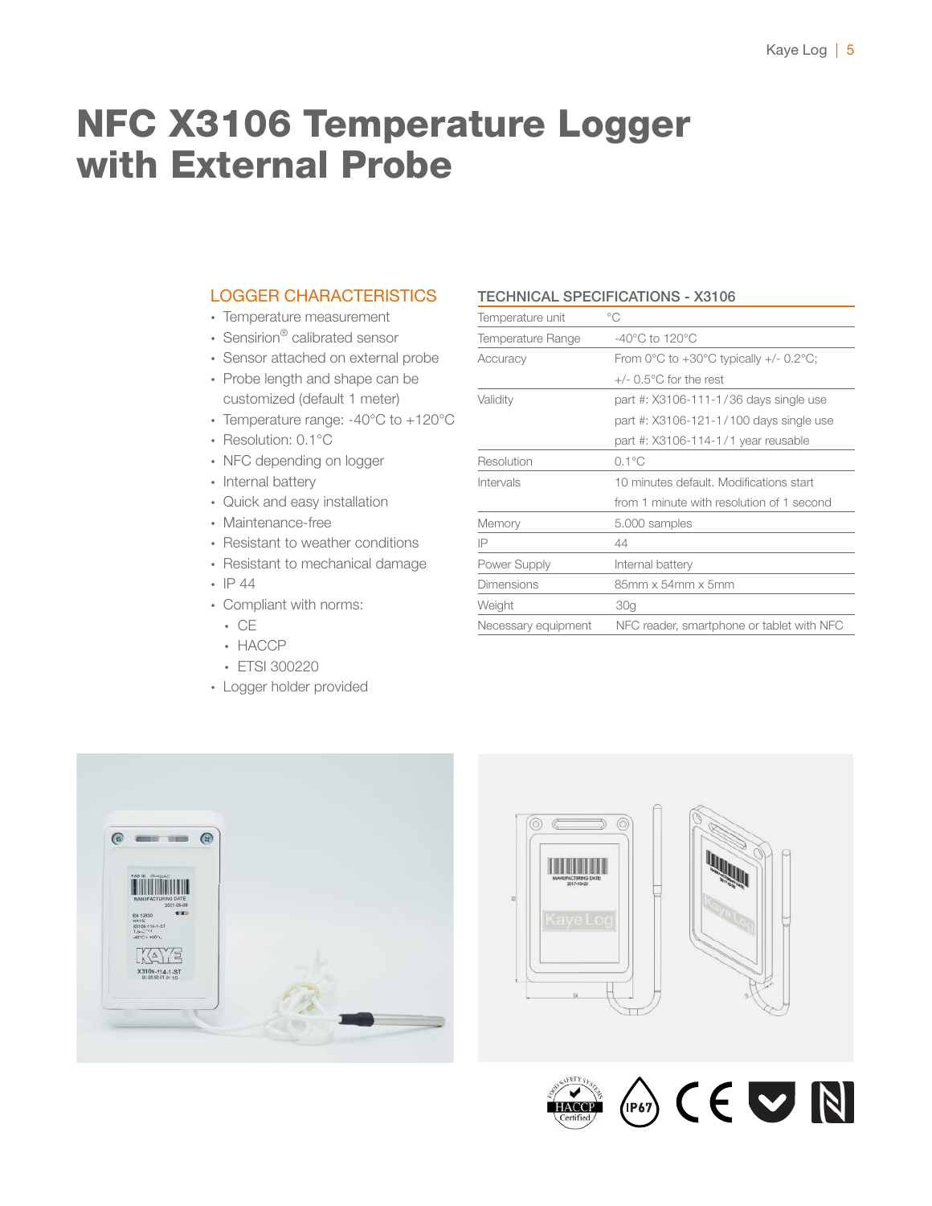# NFC X3106 Temperature Logger with External Probe

## LOGGER CHARACTERISTICS

- Temperature measurement
- Sensirion® calibrated sensor
- Sensor attached on external probe
- Probe length and shape can be customized (default 1 meter)
- Temperature range: -40°C to +120°C
- Resolution: 0.1°C
- NFC depending on logger
- Internal battery
- Quick and easy installation
- Maintenance-free
- Resistant to weather conditions
- Resistant to mechanical damage
- IP 44
- Compliant with norms:
  - CE
  - HACCP
  - ETSI 300220
- Logger holder provided

## TECHNICAL SPECIFICATIONS - X3106

| | |
|---|---|
| Temperature unit | °C |
| Temperature Range | -40°C to 120°C |
| Accuracy | From 0°C to +30°C typically +/- 0.2°C; +/- 0.5°C for the rest |
| Validity | part #: X3106-111-1 / 36 days single use<br>part #: X3106-121-1 / 100 days single use<br>part #: X3106-114-1 / 1 year reusable |
| Resolution | 0.1°C |
| Intervals | 10 minutes default. Modifications start from 1 minute with resolution of 1 second |
| Memory | 5.000 samples |
| IP | 44 |
| Power Supply | Internal battery |
| Dimensions | 85mm x 54mm x 5mm |
| Weight | 30g |
| Necessary equipment | NFC reader, smartphone or tablet with NFC |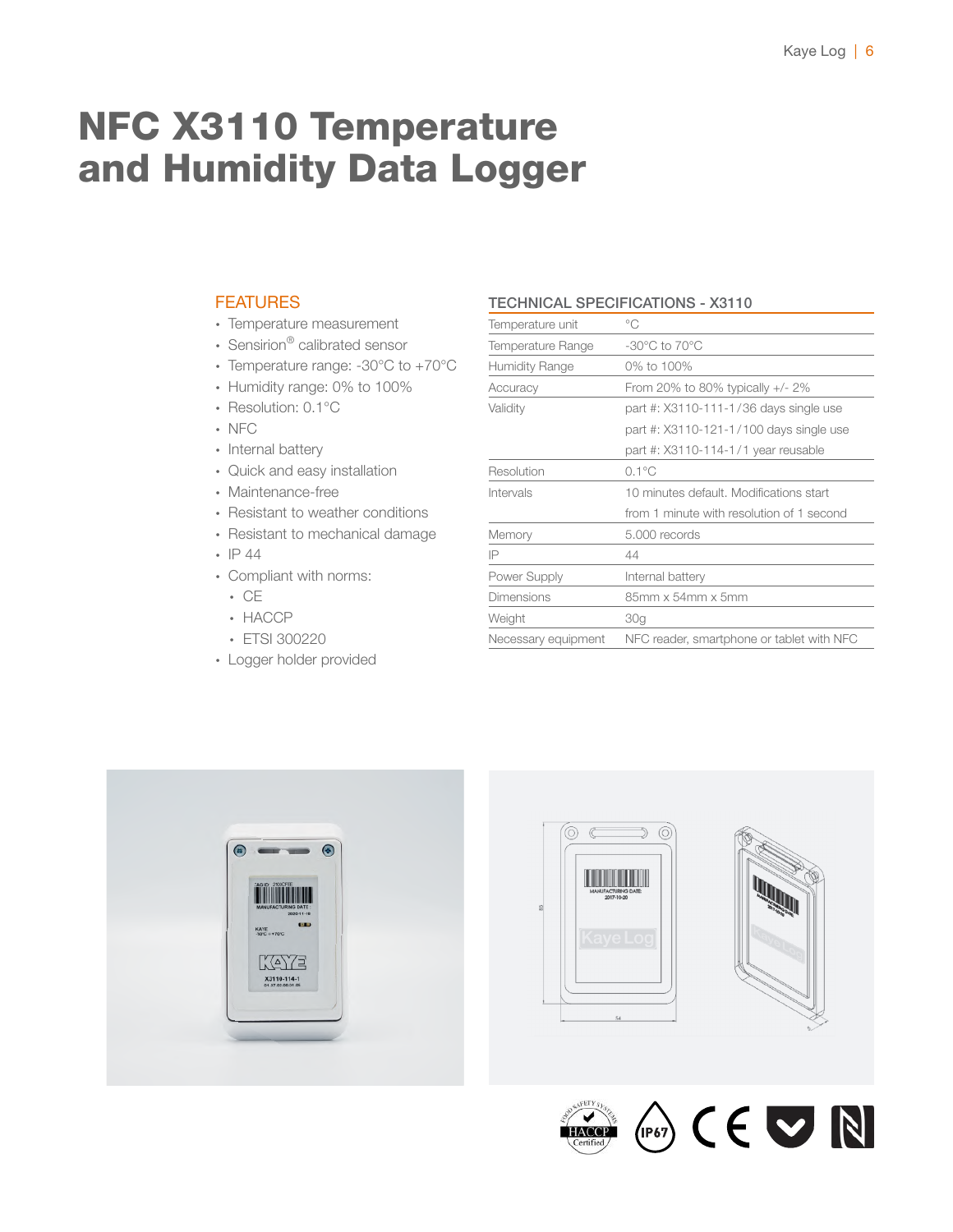# NFC X3110 Temperature and Humidity Data Logger

## FEATURES

- Temperature measurement
- Sensirion® calibrated sensor
- Temperature range: -30°C to +70°C
- Humidity range: 0% to 100%
- Resolution: 0.1°C
- NFC
- Internal battery
- Quick and easy installation
- Maintenance-free
- Resistant to weather conditions
- Resistant to mechanical damage
- IP 44
- Compliant with norms:
  - CE
  - HACCP
  - ETSI 300220
- Logger holder provided

## TECHNICAL SPECIFICATIONS - X3110

| | |
|---|---|
| Temperature unit | °C |
| Temperature Range | -30°C to 70°C |
| Humidity Range | 0% to 100% |
| Accuracy | From 20% to 80% typically +/- 2% |
| Validity | part #: X3110-111-1 / 36 days single use<br>part #: X3110-121-1 / 100 days single use<br>part #: X3110-114-1 / 1 year reusable |
| Resolution | 0.1°C |
| Intervals | 10 minutes default. Modifications start from 1 minute with resolution of 1 second |
| Memory | 5.000 records |
| IP | 44 |
| Power Supply | Internal battery |
| Dimensions | 85mm x 54mm x 5mm |
| Weight | 30g |
| Necessary equipment | NFC reader, smartphone or tablet with NFC |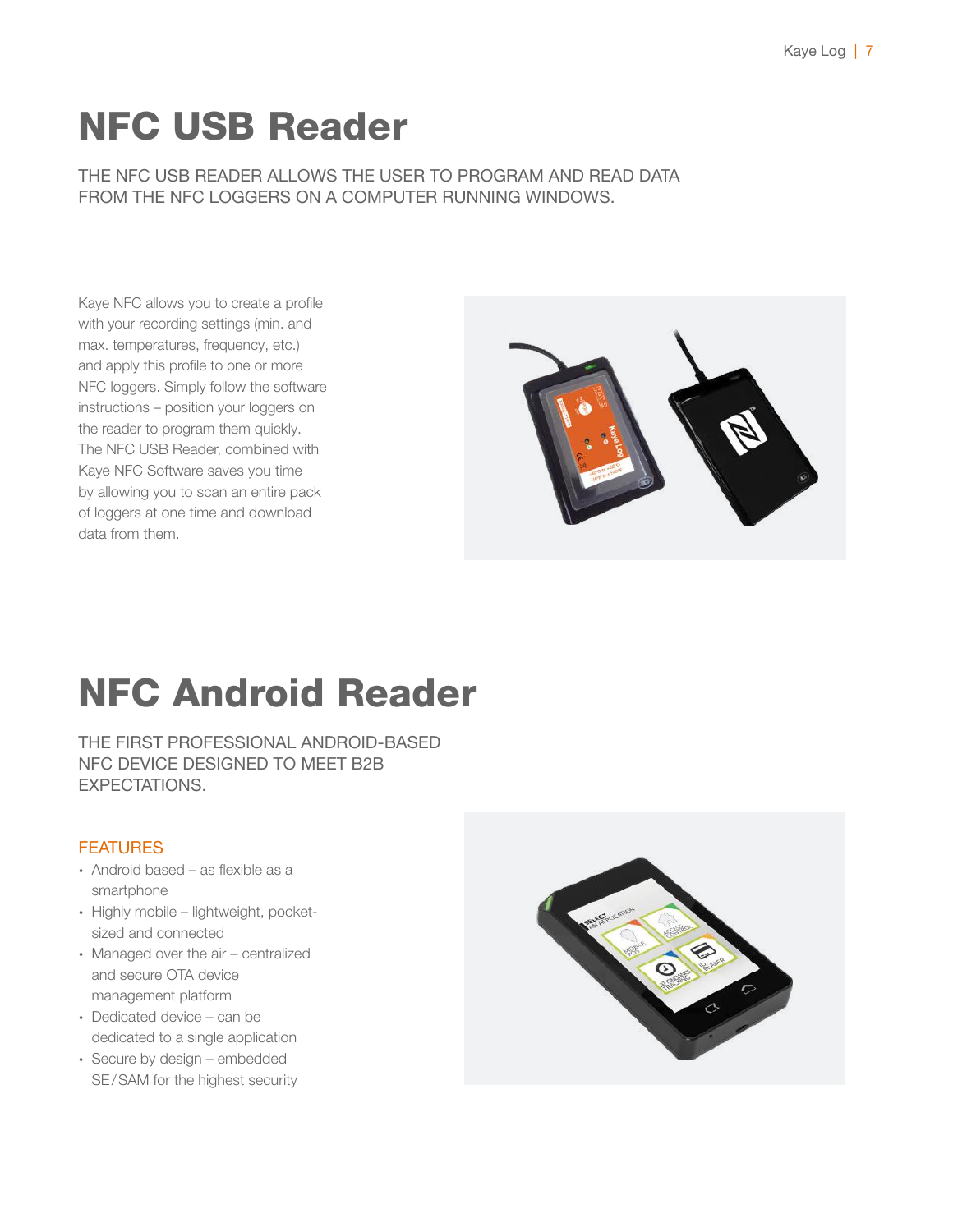# NFC USB Reader

THE NFC USB READER ALLOWS THE USER TO PROGRAM AND READ DATA FROM THE NFC LOGGERS ON A COMPUTER RUNNING WINDOWS.

Kaye NFC allows you to create a profile with your recording settings (min. and max. temperatures, frequency, etc.) and apply this profile to one or more NFC loggers. Simply follow the software instructions – position your loggers on the reader to program them quickly. The NFC USB Reader, combined with Kaye NFC Software saves you time by allowing you to scan an entire pack of loggers at one time and download data from them.

# NFC Android Reader

THE FIRST PROFESSIONAL ANDROID-BASED NFC DEVICE DESIGNED TO MEET B2B EXPECTATIONS.

## FEATURES

- Android based – as flexible as a smartphone
- Highly mobile – lightweight, pocket-sized and connected
- Managed over the air – centralized and secure OTA device management platform
- Dedicated device – can be dedicated to a single application
- Secure by design – embedded SE/SAM for the highest security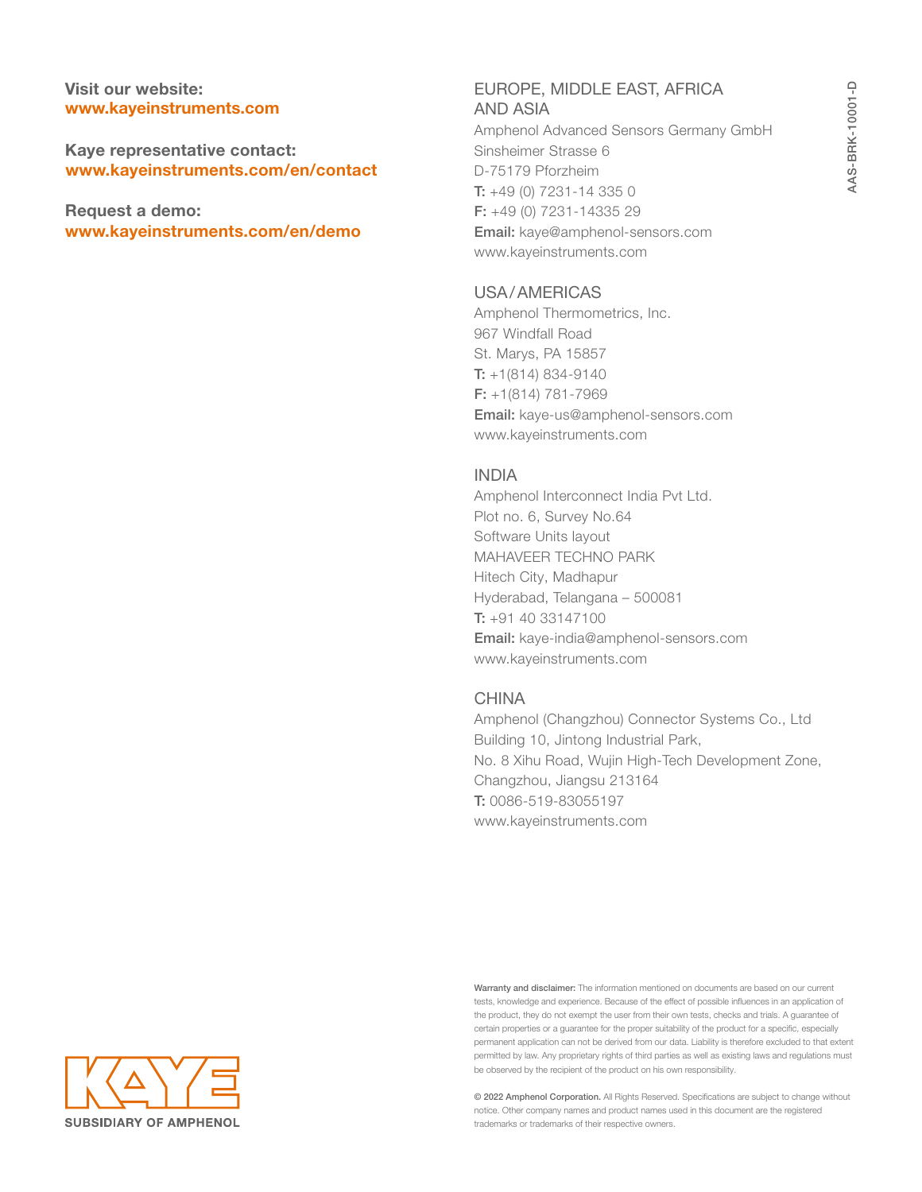**Visit our website:**
**www.kayeinstruments.com**

**Kaye representative contact:**
**www.kayeinstruments.com/en/contact**

**Request a demo:**
**www.kayeinstruments.com/en/demo**

## EUROPE, MIDDLE EAST, AFRICA AND ASIA

Amphenol Advanced Sensors Germany GmbH
Sinsheimer Strasse 6
D-75179 Pforzheim
**T:** +49 (0) 7231-14 335 0
**F:** +49 (0) 7231-14335 29
**Email:** kaye@amphenol-sensors.com
www.kayeinstruments.com

## USA / AMERICAS

Amphenol Thermometrics, Inc.
967 Windfall Road
St. Marys, PA 15857
**T:** +1(814) 834-9140
**F:** +1(814) 781-7969
**Email:** kaye-us@amphenol-sensors.com
www.kayeinstruments.com

## INDIA

Amphenol Interconnect India Pvt Ltd.
Plot no. 6, Survey No.64
Software Units layout
MAHAVEER TECHNO PARK
Hitech City, Madhapur
Hyderabad, Telangana – 500081
**T:** +91 40 33147100
**Email:** kaye-india@amphenol-sensors.com
www.kayeinstruments.com

## CHINA

Amphenol (Changzhou) Connector Systems Co., Ltd
Building 10, Jintong Industrial Park,
No. 8 Xihu Road, Wujin High-Tech Development Zone,
Changzhou, Jiangsu 213164
**T:** 0086-519-83055197
www.kayeinstruments.com

AAS-BRK-10001-D

KAYE
SUBSIDIARY OF AMPHENOL

**Warranty and disclaimer:** The information mentioned on documents are based on our current tests, knowledge and experience. Because of the effect of possible influences in an application of the product, they do not exempt the user from their own tests, checks and trials. A guarantee of certain properties or a guarantee for the proper suitability of the product for a specific, especially permanent application can not be derived from our data. Liability is therefore excluded to that extent permitted by law. Any proprietary rights of third parties as well as existing laws and regulations must be observed by the recipient of the product on his own responsibility.

**© 2022 Amphenol Corporation.** All Rights Reserved. Specifications are subject to change without notice. Other company names and product names used in this document are the registered trademarks or trademarks of their respective owners.